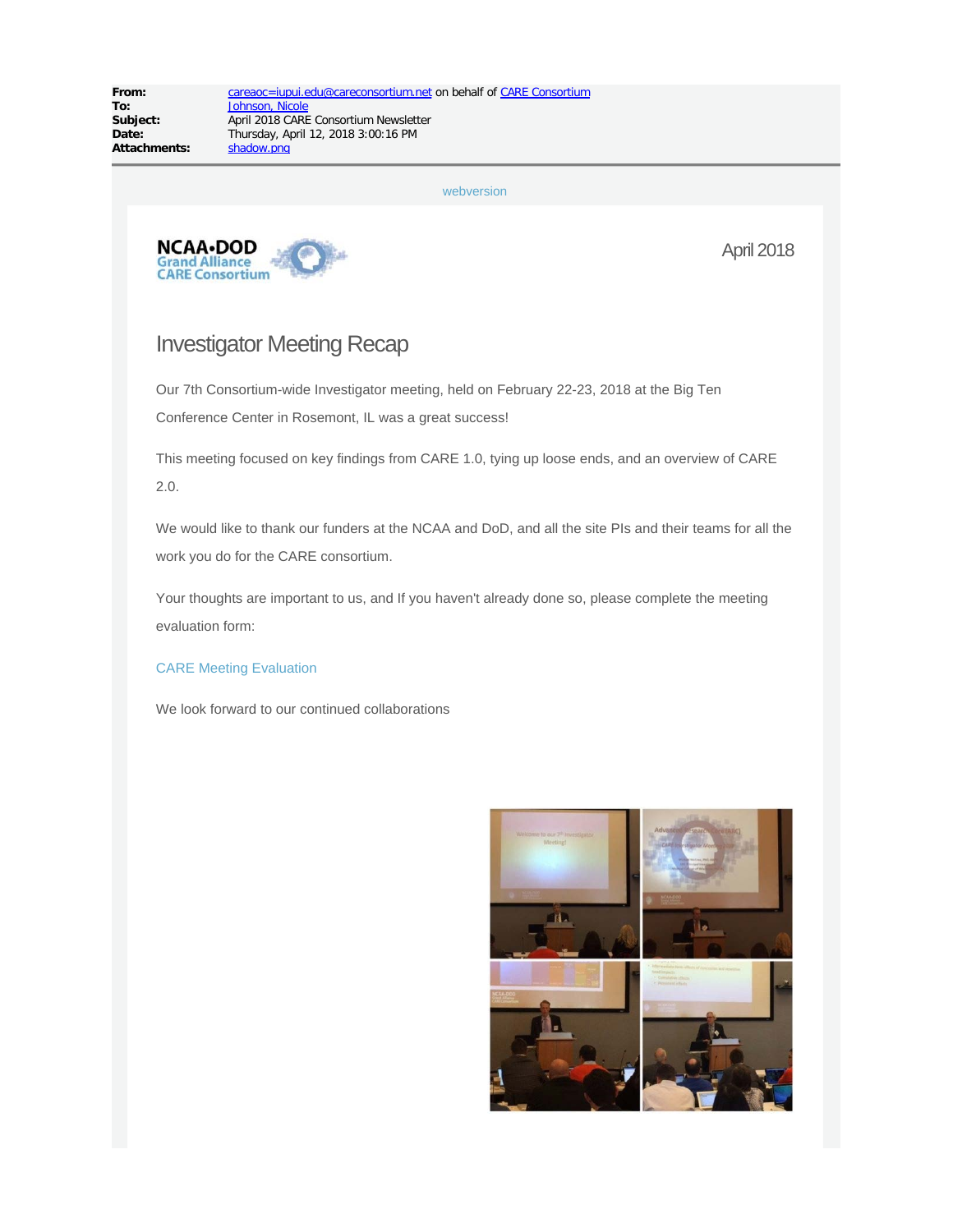**From:** careaoc=iupui.edu@careconsortium.net on behalf of CARE Consortium
**To:** Johnson, Nicole
**Subject:** April 2018 CARE Consortium Newsletter
**Date:** Thursday, April 12, 2018 3:00:16 PM
**Attachments:** shadow.png

webversion

NCAA•DOD Grand Alliance CARE Consortium

April 2018

# Investigator Meeting Recap

Our 7th Consortium-wide Investigator meeting, held on February 22-23, 2018 at the Big Ten Conference Center in Rosemont, IL was a great success!

This meeting focused on key findings from CARE 1.0, tying up loose ends, and an overview of CARE 2.0.

We would like to thank our funders at the NCAA and DoD, and all the site PIs and their teams for all the work you do for the CARE consortium.

Your thoughts are important to us, and If you haven't already done so, please complete the meeting evaluation form:

CARE Meeting Evaluation

We look forward to our continued collaborations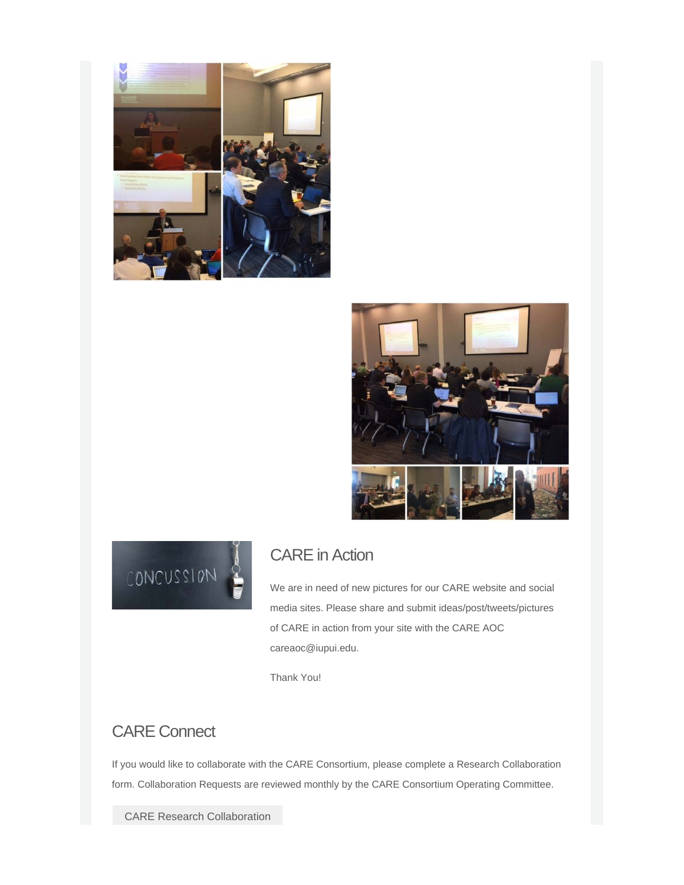## CARE in Action

We are in need of new pictures for our CARE website and social media sites. Please share and submit ideas/post/tweets/pictures of CARE in action from your site with the CARE AOC careaoc@iupui.edu.

Thank You!

## CARE Connect

If you would like to collaborate with the CARE Consortium, please complete a Research Collaboration form. Collaboration Requests are reviewed monthly by the CARE Consortium Operating Committee.

CARE Research Collaboration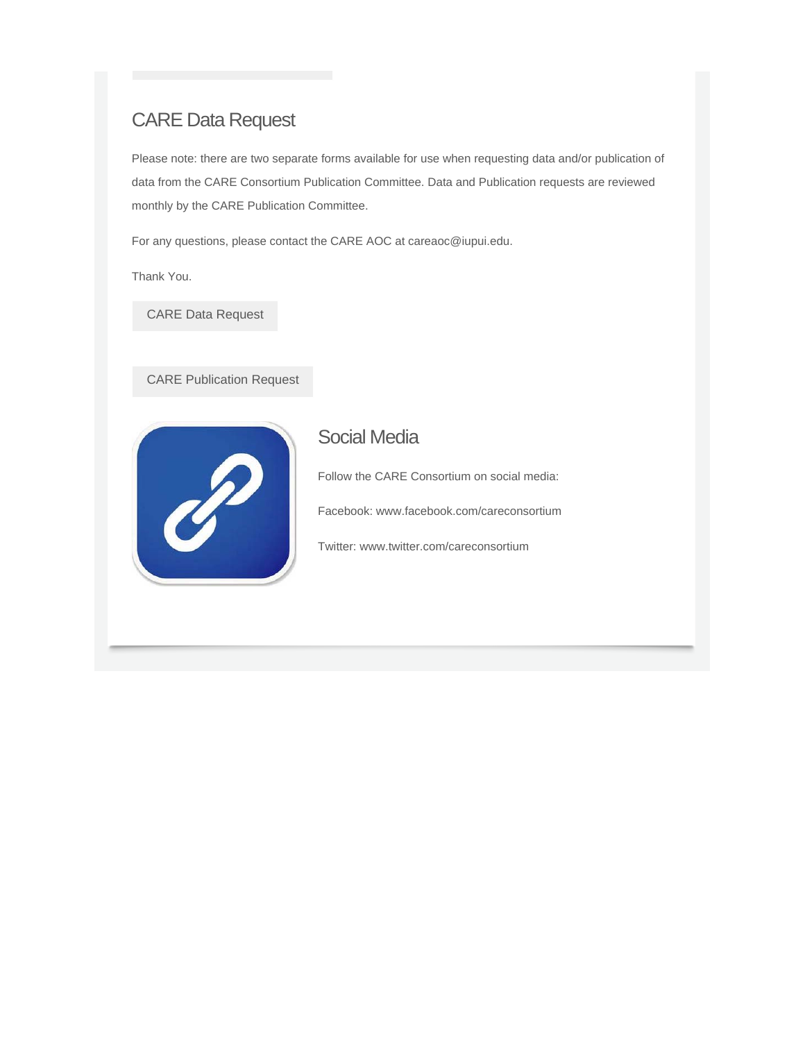## CARE Data Request

Please note: there are two separate forms available for use when requesting data and/or publication of data from the CARE Consortium Publication Committee. Data and Publication requests are reviewed monthly by the CARE Publication Committee.

For any questions, please contact the CARE AOC at careaoc@iupui.edu.

Thank You.

CARE Data Request

CARE Publication Request

## Social Media

Follow the CARE Consortium on social media:

Facebook: www.facebook.com/careconsortium

Twitter: www.twitter.com/careconsortium